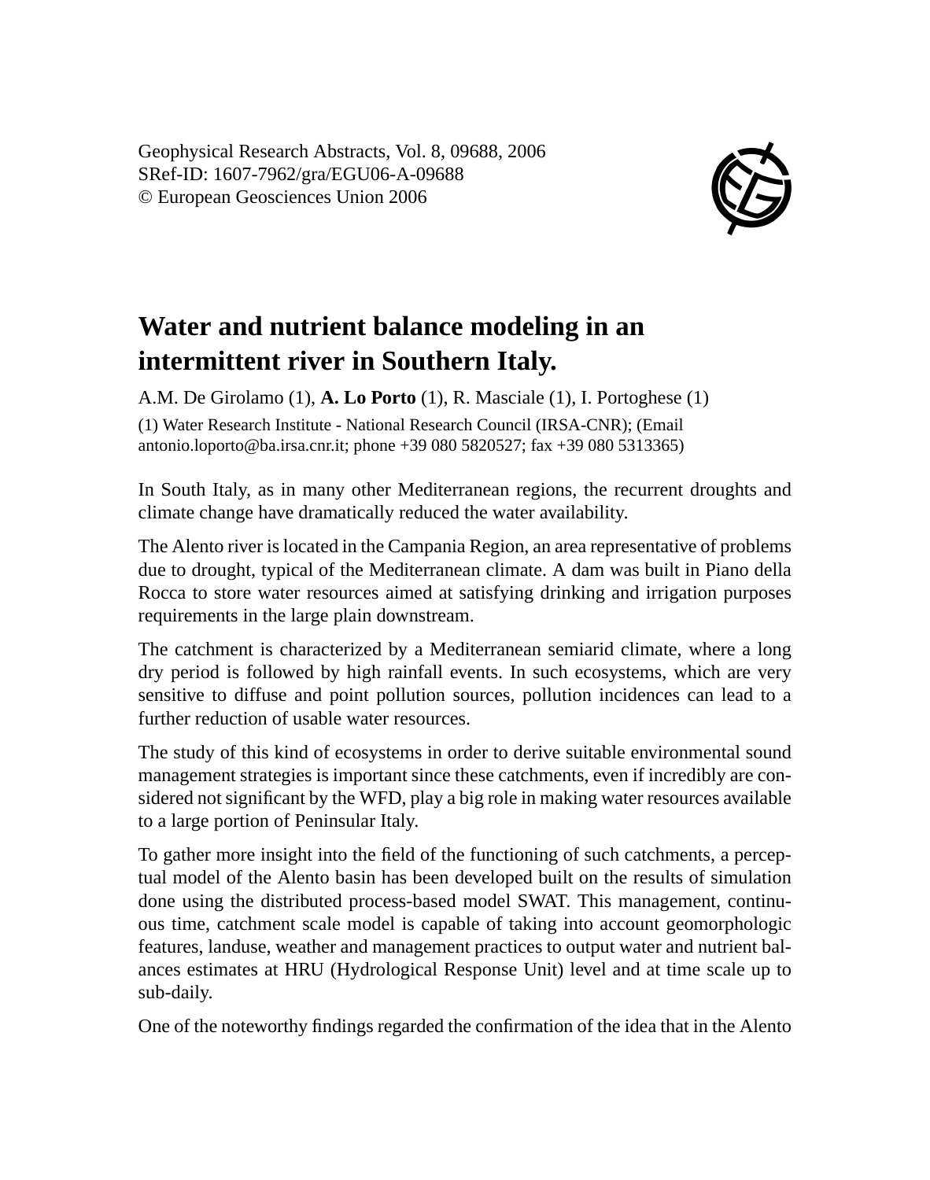Geophysical Research Abstracts, Vol. 8, 09688, 2006
SRef-ID: 1607-7962/gra/EGU06-A-09688
© European Geosciences Union 2006

# Water and nutrient balance modeling in an intermittent river in Southern Italy.

A.M. De Girolamo (1), **A. Lo Porto** (1), R. Masciale (1), I. Portoghese (1)

(1) Water Research Institute - National Research Council (IRSA-CNR); (Email antonio.loporto@ba.irsa.cnr.it; phone +39 080 5820527; fax +39 080 5313365)

In South Italy, as in many other Mediterranean regions, the recurrent droughts and climate change have dramatically reduced the water availability.

The Alento river is located in the Campania Region, an area representative of problems due to drought, typical of the Mediterranean climate. A dam was built in Piano della Rocca to store water resources aimed at satisfying drinking and irrigation purposes requirements in the large plain downstream.

The catchment is characterized by a Mediterranean semiarid climate, where a long dry period is followed by high rainfall events. In such ecosystems, which are very sensitive to diffuse and point pollution sources, pollution incidences can lead to a further reduction of usable water resources.

The study of this kind of ecosystems in order to derive suitable environmental sound management strategies is important since these catchments, even if incredibly are considered not significant by the WFD, play a big role in making water resources available to a large portion of Peninsular Italy.

To gather more insight into the field of the functioning of such catchments, a perceptual model of the Alento basin has been developed built on the results of simulation done using the distributed process-based model SWAT. This management, continuous time, catchment scale model is capable of taking into account geomorphologic features, landuse, weather and management practices to output water and nutrient balances estimates at HRU (Hydrological Response Unit) level and at time scale up to sub-daily.

One of the noteworthy findings regarded the confirmation of the idea that in the Alento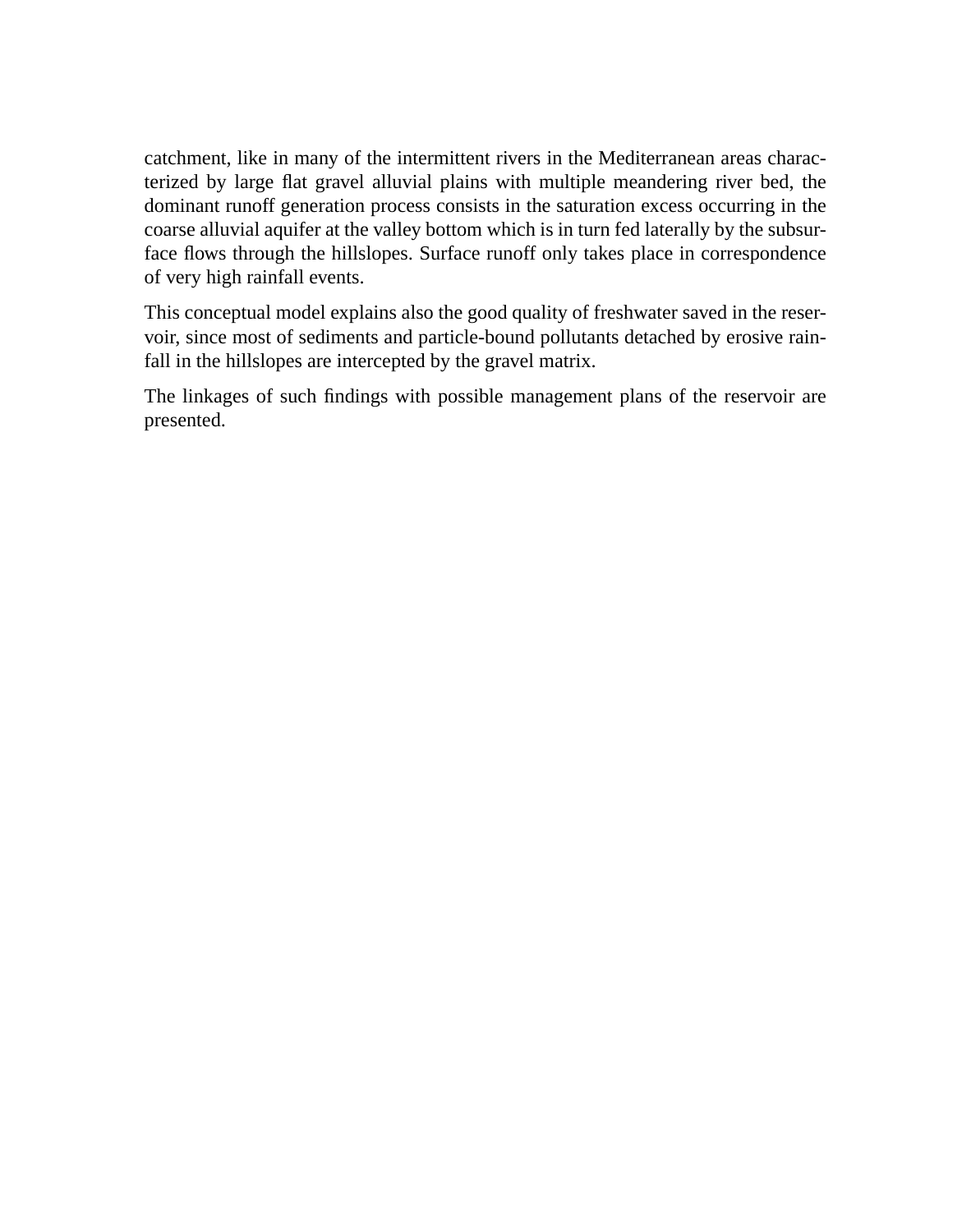catchment, like in many of the intermittent rivers in the Mediterranean areas characterized by large flat gravel alluvial plains with multiple meandering river bed, the dominant runoff generation process consists in the saturation excess occurring in the coarse alluvial aquifer at the valley bottom which is in turn fed laterally by the subsurface flows through the hillslopes. Surface runoff only takes place in correspondence of very high rainfall events.

This conceptual model explains also the good quality of freshwater saved in the reservoir, since most of sediments and particle-bound pollutants detached by erosive rainfall in the hillslopes are intercepted by the gravel matrix.

The linkages of such findings with possible management plans of the reservoir are presented.